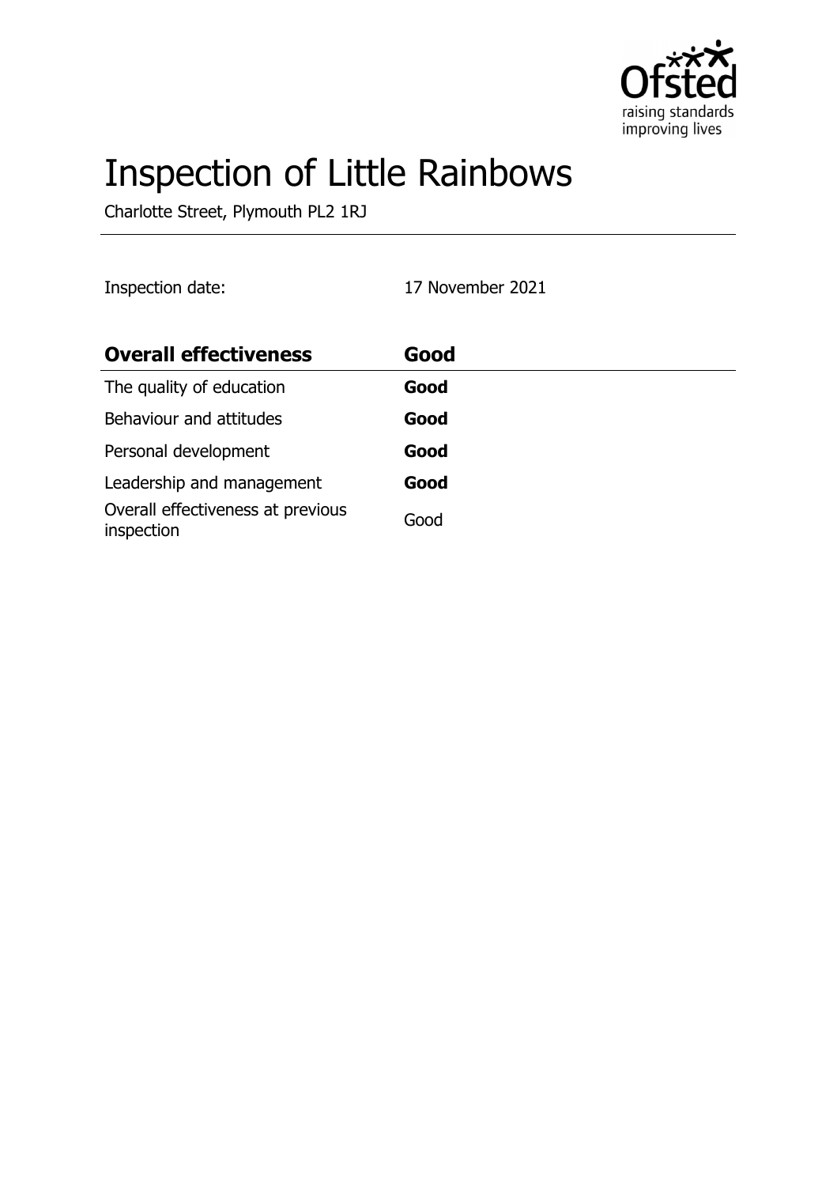# Inspection of Little Rainbows

Charlotte Street, Plymouth PL2 1RJ

Inspection date: 17 November 2021

| **Overall effectiveness** | **Good** |
| --- | --- |
| The quality of education | **Good** |
| Behaviour and attitudes | **Good** |
| Personal development | **Good** |
| Leadership and management | **Good** |
| Overall effectiveness at previous inspection | Good |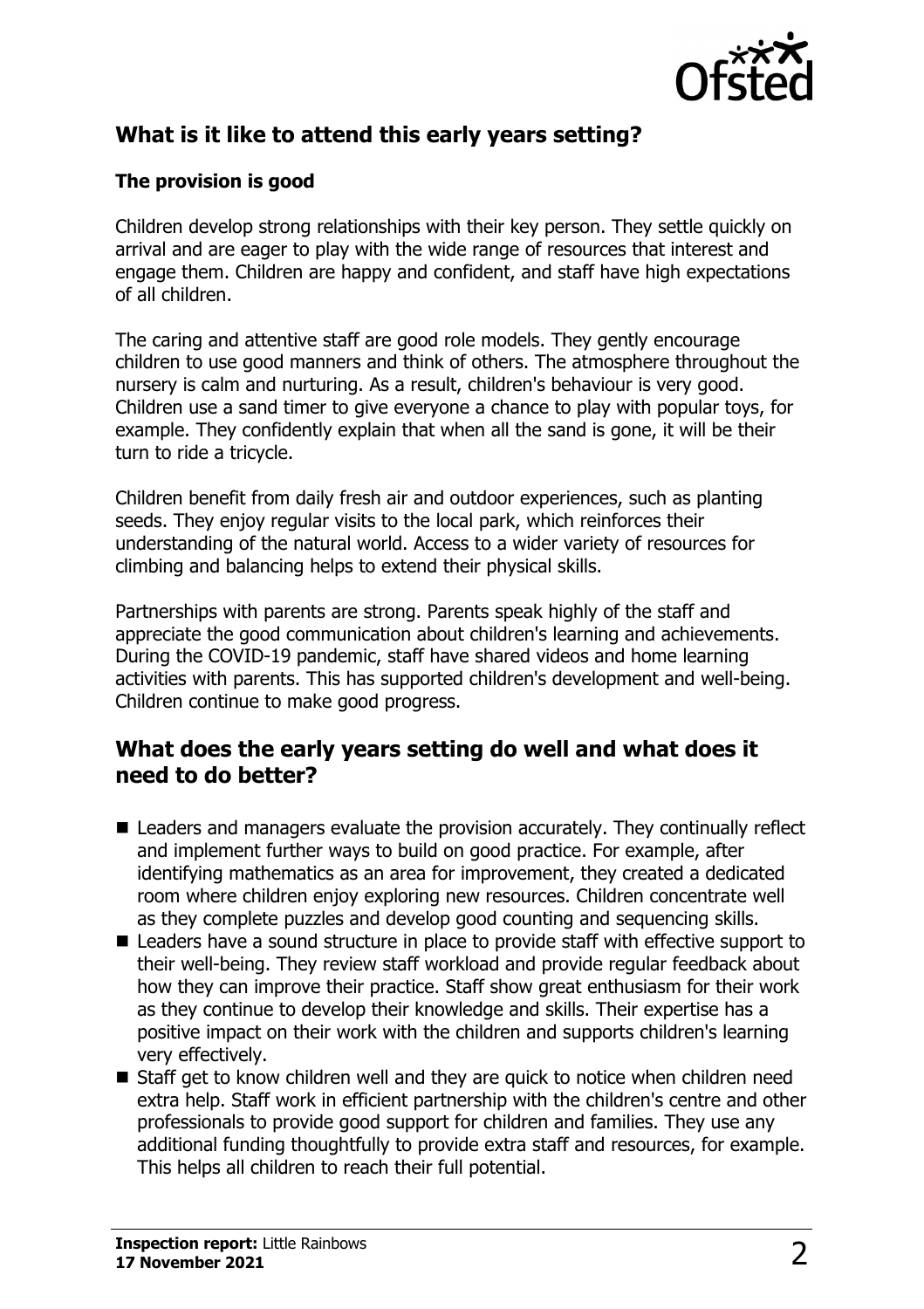## What is it like to attend this early years setting?

### The provision is good

Children develop strong relationships with their key person. They settle quickly on arrival and are eager to play with the wide range of resources that interest and engage them. Children are happy and confident, and staff have high expectations of all children.

The caring and attentive staff are good role models. They gently encourage children to use good manners and think of others. The atmosphere throughout the nursery is calm and nurturing. As a result, children's behaviour is very good. Children use a sand timer to give everyone a chance to play with popular toys, for example. They confidently explain that when all the sand is gone, it will be their turn to ride a tricycle.

Children benefit from daily fresh air and outdoor experiences, such as planting seeds. They enjoy regular visits to the local park, which reinforces their understanding of the natural world. Access to a wider variety of resources for climbing and balancing helps to extend their physical skills.

Partnerships with parents are strong. Parents speak highly of the staff and appreciate the good communication about children's learning and achievements. During the COVID-19 pandemic, staff have shared videos and home learning activities with parents. This has supported children's development and well-being. Children continue to make good progress.

## What does the early years setting do well and what does it need to do better?

- Leaders and managers evaluate the provision accurately. They continually reflect and implement further ways to build on good practice. For example, after identifying mathematics as an area for improvement, they created a dedicated room where children enjoy exploring new resources. Children concentrate well as they complete puzzles and develop good counting and sequencing skills.
- Leaders have a sound structure in place to provide staff with effective support to their well-being. They review staff workload and provide regular feedback about how they can improve their practice. Staff show great enthusiasm for their work as they continue to develop their knowledge and skills. Their expertise has a positive impact on their work with the children and supports children's learning very effectively.
- Staff get to know children well and they are quick to notice when children need extra help. Staff work in efficient partnership with the children's centre and other professionals to provide good support for children and families. They use any additional funding thoughtfully to provide extra staff and resources, for example. This helps all children to reach their full potential.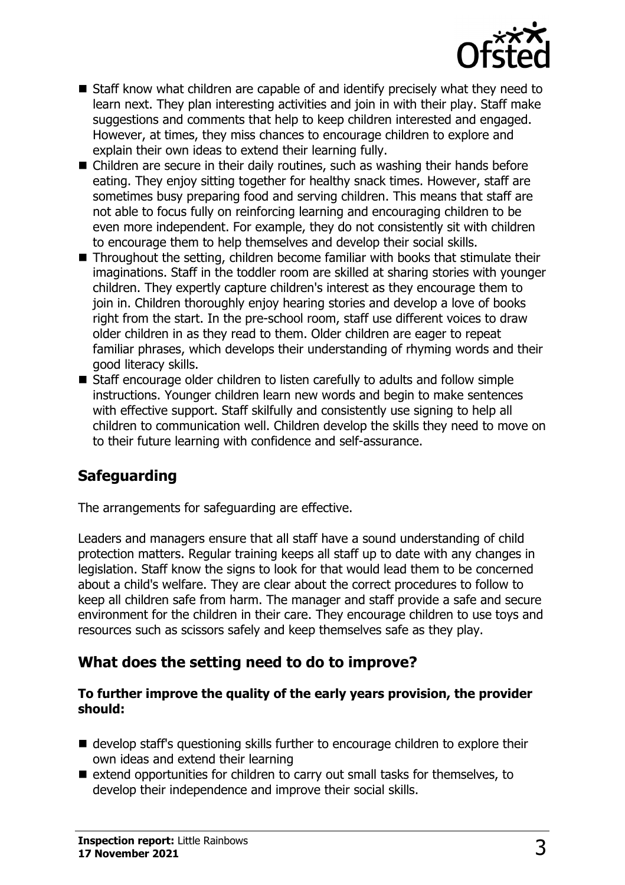- Staff know what children are capable of and identify precisely what they need to learn next. They plan interesting activities and join in with their play. Staff make suggestions and comments that help to keep children interested and engaged. However, at times, they miss chances to encourage children to explore and explain their own ideas to extend their learning fully.
- Children are secure in their daily routines, such as washing their hands before eating. They enjoy sitting together for healthy snack times. However, staff are sometimes busy preparing food and serving children. This means that staff are not able to focus fully on reinforcing learning and encouraging children to be even more independent. For example, they do not consistently sit with children to encourage them to help themselves and develop their social skills.
- Throughout the setting, children become familiar with books that stimulate their imaginations. Staff in the toddler room are skilled at sharing stories with younger children. They expertly capture children's interest as they encourage them to join in. Children thoroughly enjoy hearing stories and develop a love of books right from the start. In the pre-school room, staff use different voices to draw older children in as they read to them. Older children are eager to repeat familiar phrases, which develops their understanding of rhyming words and their good literacy skills.
- Staff encourage older children to listen carefully to adults and follow simple instructions. Younger children learn new words and begin to make sentences with effective support. Staff skilfully and consistently use signing to help all children to communication well. Children develop the skills they need to move on to their future learning with confidence and self-assurance.

## Safeguarding

The arrangements for safeguarding are effective.

Leaders and managers ensure that all staff have a sound understanding of child protection matters. Regular training keeps all staff up to date with any changes in legislation. Staff know the signs to look for that would lead them to be concerned about a child's welfare. They are clear about the correct procedures to follow to keep all children safe from harm. The manager and staff provide a safe and secure environment for the children in their care. They encourage children to use toys and resources such as scissors safely and keep themselves safe as they play.

## What does the setting need to do to improve?

**To further improve the quality of the early years provision, the provider should:**

- develop staff's questioning skills further to encourage children to explore their own ideas and extend their learning
- extend opportunities for children to carry out small tasks for themselves, to develop their independence and improve their social skills.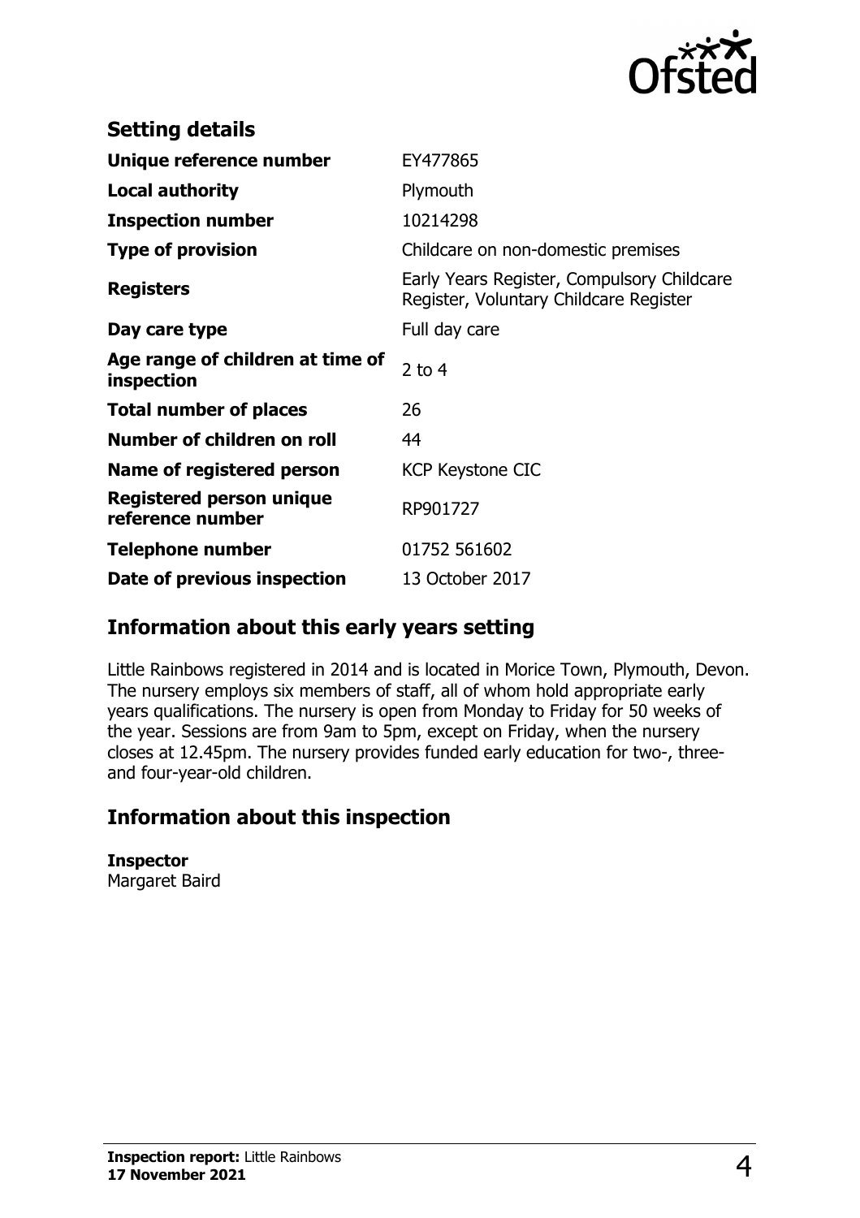## Setting details

| | |
|---|---|
| **Unique reference number** | EY477865 |
| **Local authority** | Plymouth |
| **Inspection number** | 10214298 |
| **Type of provision** | Childcare on non-domestic premises |
| **Registers** | Early Years Register, Compulsory Childcare Register, Voluntary Childcare Register |
| **Day care type** | Full day care |
| **Age range of children at time of inspection** | 2 to 4 |
| **Total number of places** | 26 |
| **Number of children on roll** | 44 |
| **Name of registered person** | KCP Keystone CIC |
| **Registered person unique reference number** | RP901727 |
| **Telephone number** | 01752 561602 |
| **Date of previous inspection** | 13 October 2017 |

## Information about this early years setting

Little Rainbows registered in 2014 and is located in Morice Town, Plymouth, Devon. The nursery employs six members of staff, all of whom hold appropriate early years qualifications. The nursery is open from Monday to Friday for 50 weeks of the year. Sessions are from 9am to 5pm, except on Friday, when the nursery closes at 12.45pm. The nursery provides funded early education for two-, three- and four-year-old children.

## Information about this inspection

**Inspector**
Margaret Baird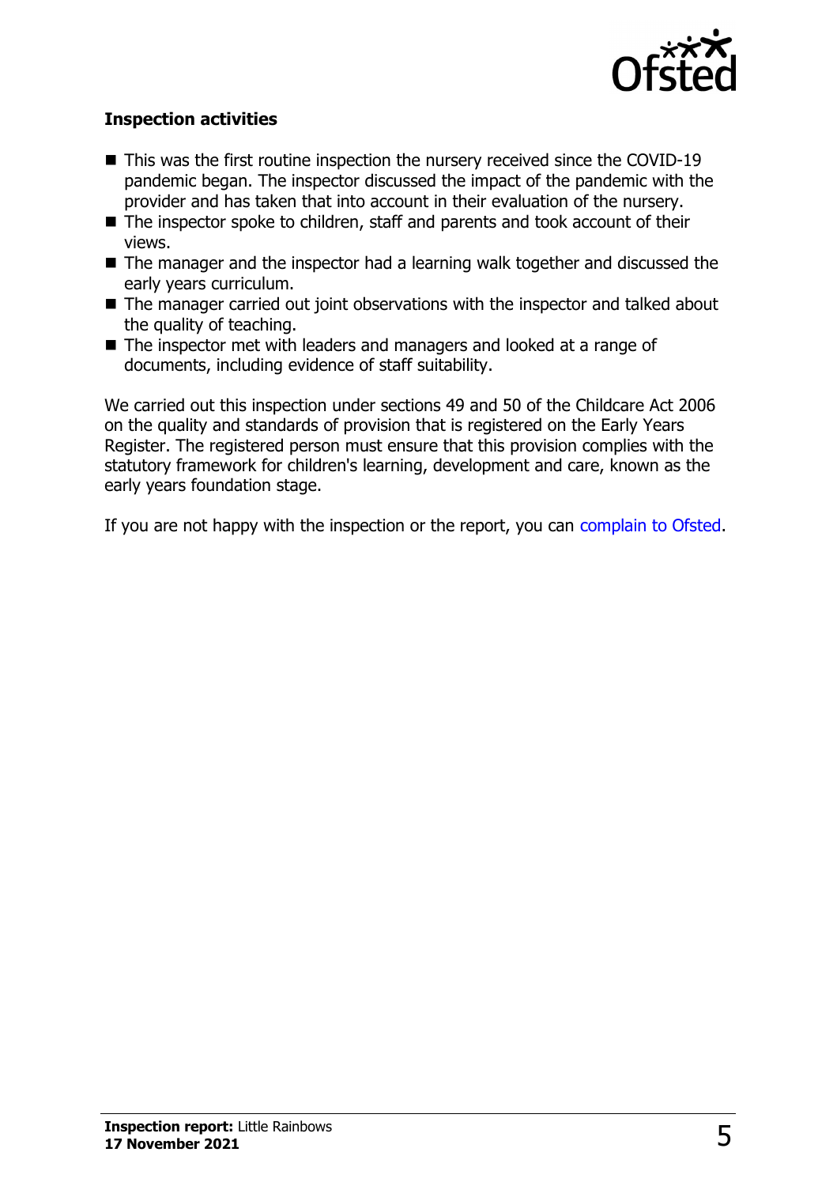## Inspection activities

- This was the first routine inspection the nursery received since the COVID-19 pandemic began. The inspector discussed the impact of the pandemic with the provider and has taken that into account in their evaluation of the nursery.
- The inspector spoke to children, staff and parents and took account of their views.
- The manager and the inspector had a learning walk together and discussed the early years curriculum.
- The manager carried out joint observations with the inspector and talked about the quality of teaching.
- The inspector met with leaders and managers and looked at a range of documents, including evidence of staff suitability.

We carried out this inspection under sections 49 and 50 of the Childcare Act 2006 on the quality and standards of provision that is registered on the Early Years Register. The registered person must ensure that this provision complies with the statutory framework for children's learning, development and care, known as the early years foundation stage.

If you are not happy with the inspection or the report, you can complain to Ofsted.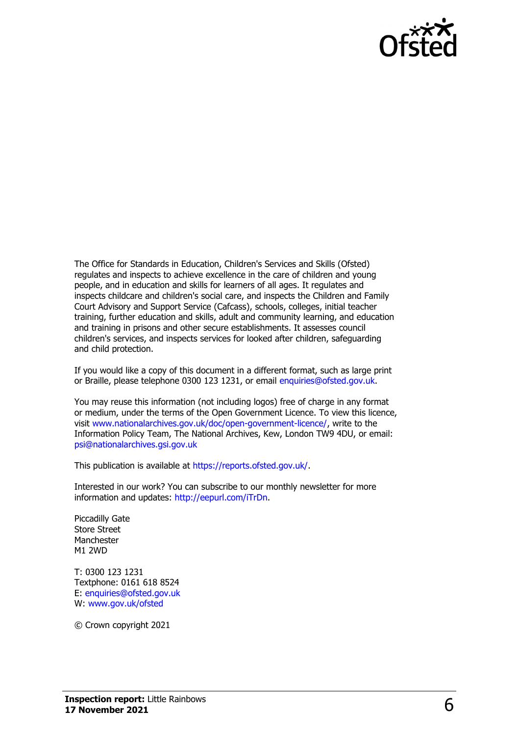The Office for Standards in Education, Children's Services and Skills (Ofsted) regulates and inspects to achieve excellence in the care of children and young people, and in education and skills for learners of all ages. It regulates and inspects childcare and children's social care, and inspects the Children and Family Court Advisory and Support Service (Cafcass), schools, colleges, initial teacher training, further education and skills, adult and community learning, and education and training in prisons and other secure establishments. It assesses council children's services, and inspects services for looked after children, safeguarding and child protection.

If you would like a copy of this document in a different format, such as large print or Braille, please telephone 0300 123 1231, or email enquiries@ofsted.gov.uk.

You may reuse this information (not including logos) free of charge in any format or medium, under the terms of the Open Government Licence. To view this licence, visit www.nationalarchives.gov.uk/doc/open-government-licence/, write to the Information Policy Team, The National Archives, Kew, London TW9 4DU, or email: psi@nationalarchives.gsi.gov.uk

This publication is available at https://reports.ofsted.gov.uk/.

Interested in our work? You can subscribe to our monthly newsletter for more information and updates: http://eepurl.com/iTrDn.

Piccadilly Gate
Store Street
Manchester
M1 2WD

T: 0300 123 1231
Textphone: 0161 618 8524
E: enquiries@ofsted.gov.uk
W: www.gov.uk/ofsted

© Crown copyright 2021